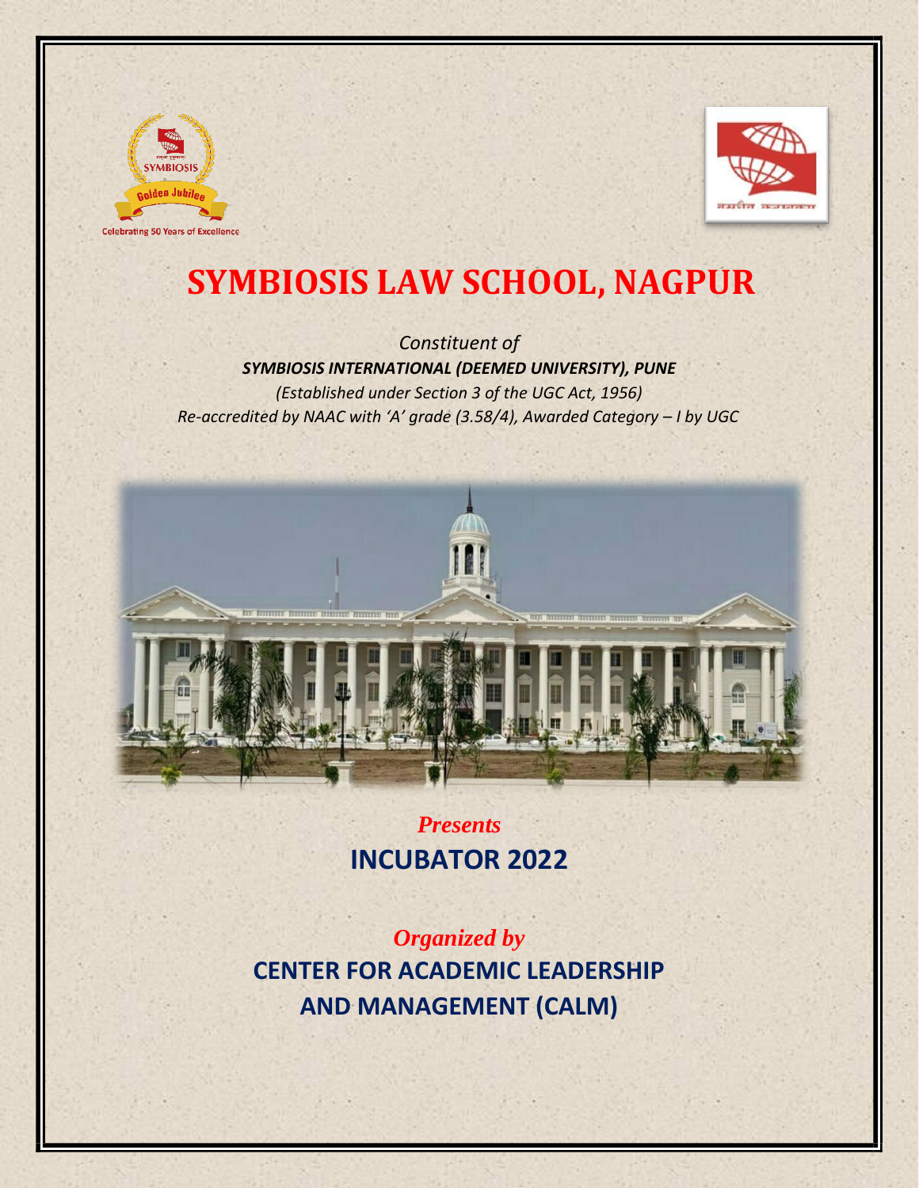# SYMBIOSIS LAW SCHOOL, NAGPUR

*Constituent of*

***SYMBIOSIS INTERNATIONAL (DEEMED UNIVERSITY), PUNE***

*(Established under Section 3 of the UGC Act, 1956)*

*Re-accredited by NAAC with 'A' grade (3.58/4), Awarded Category – I by UGC*

*Presents*

## INCUBATOR 2022

*Organized by*

## CENTER FOR ACADEMIC LEADERSHIP AND MANAGEMENT (CALM)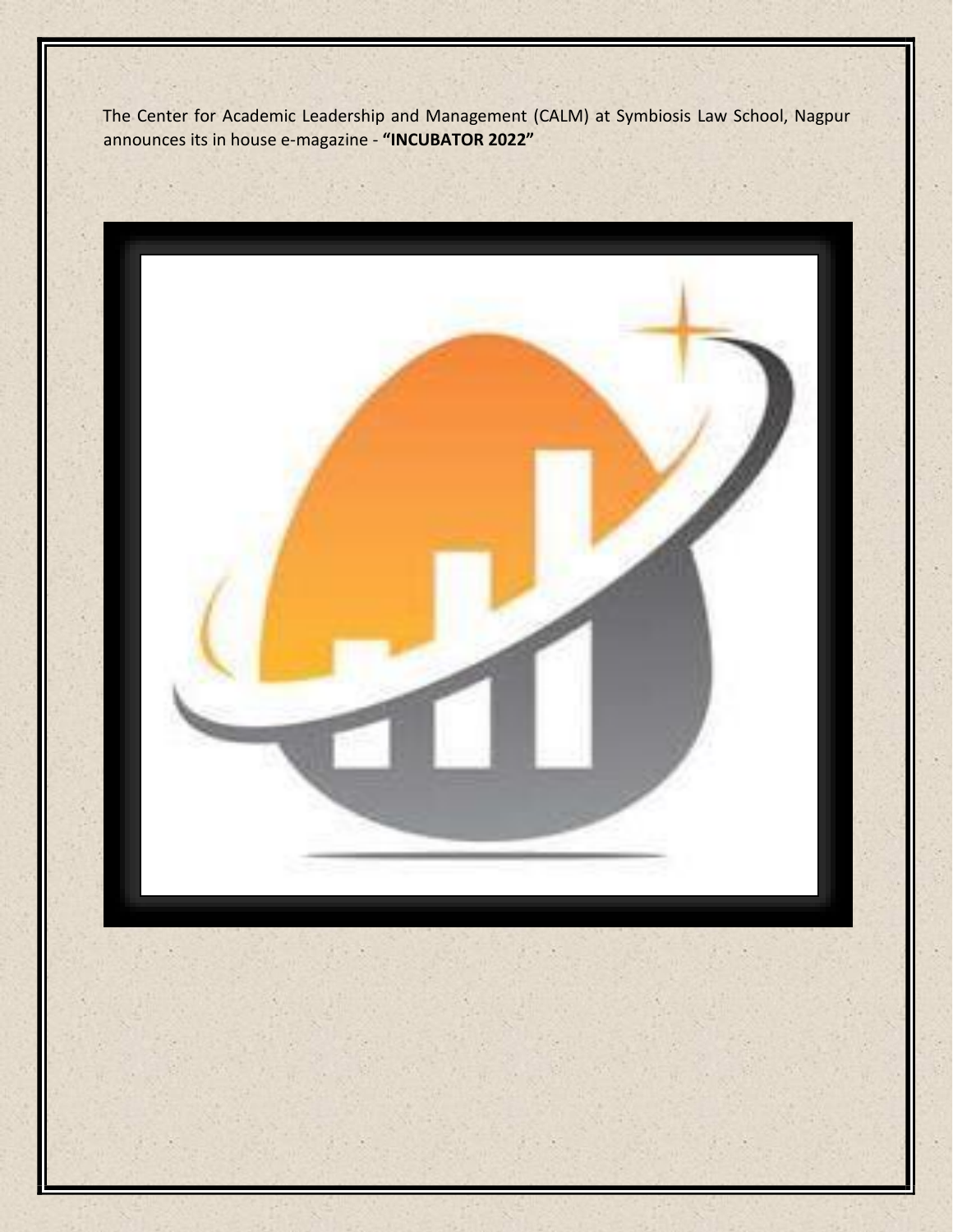The Center for Academic Leadership and Management (CALM) at Symbiosis Law School, Nagpur announces its in house e-magazine - **"INCUBATOR 2022"**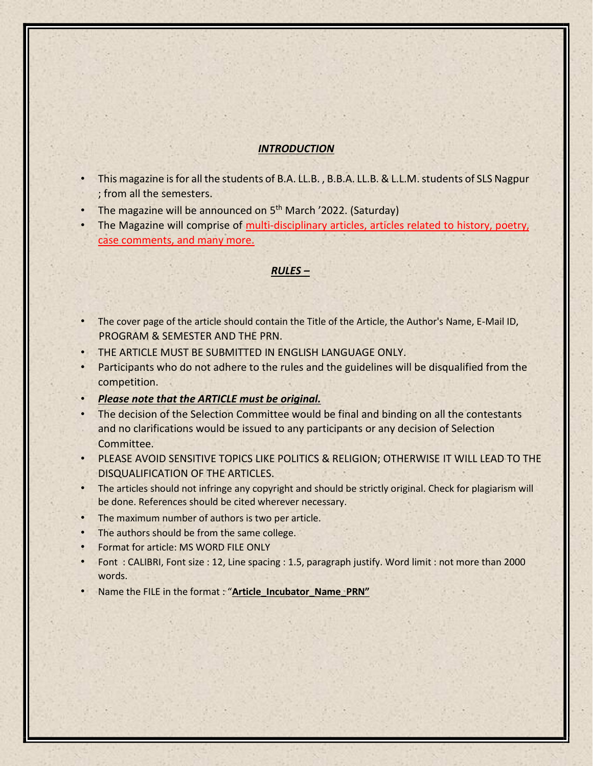## ***INTRODUCTION***

- This magazine is for all the students of B.A. LL.B. , B.B.A. LL.B. & L.L.M. students of SLS Nagpur ; from all the semesters.
- The magazine will be announced on 5th March '2022. (Saturday)
- The Magazine will comprise of multi-disciplinary articles, articles related to history, poetry, case comments, and many more.

## ***RULES –***

- The cover page of the article should contain the Title of the Article, the Author's Name, E-Mail ID, PROGRAM & SEMESTER AND THE PRN.
- THE ARTICLE MUST BE SUBMITTED IN ENGLISH LANGUAGE ONLY.
- Participants who do not adhere to the rules and the guidelines will be disqualified from the competition.
- ***Please note that the ARTICLE must be original.***
- The decision of the Selection Committee would be final and binding on all the contestants and no clarifications would be issued to any participants or any decision of Selection Committee.
- PLEASE AVOID SENSITIVE TOPICS LIKE POLITICS & RELIGION; OTHERWISE IT WILL LEAD TO THE DISQUALIFICATION OF THE ARTICLES.
- The articles should not infringe any copyright and should be strictly original. Check for plagiarism will be done. References should be cited wherever necessary.
- The maximum number of authors is two per article.
- The authors should be from the same college.
- Format for article: MS WORD FILE ONLY
- Font : CALIBRI, Font size : 12, Line spacing : 1.5, paragraph justify. Word limit : not more than 2000 words.
- Name the FILE in the format : "**Article_Incubator_Name_PRN"**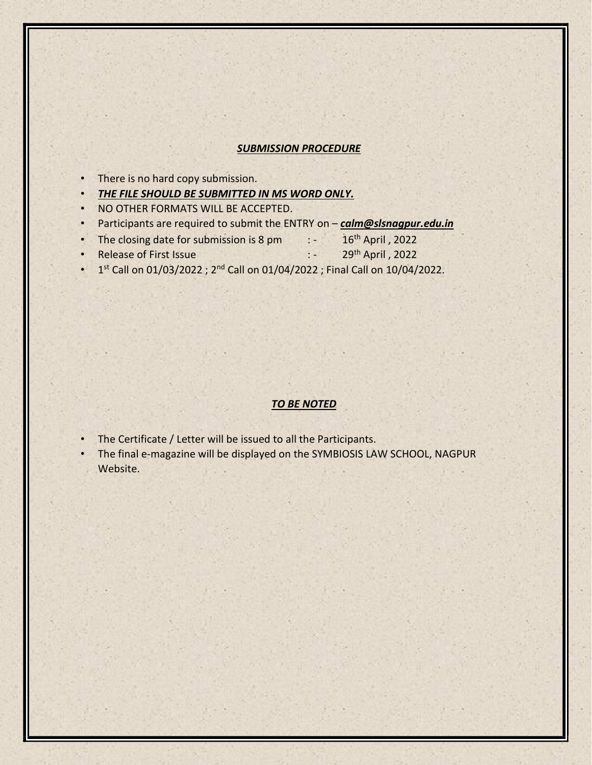## ***SUBMISSION PROCEDURE***

- There is no hard copy submission.
- ***THE FILE SHOULD BE SUBMITTED IN MS WORD ONLY.***
- NO OTHER FORMATS WILL BE ACCEPTED.
- Participants are required to submit the ENTRY on – ***calm@slsnagpur.edu.in***
- The closing date for submission is 8 pm : - 16th April , 2022
- Release of First Issue : - 29th April , 2022
- 1st Call on 01/03/2022 ; 2nd Call on 01/04/2022 ; Final Call on 10/04/2022.

## ***TO BE NOTED***

- The Certificate / Letter will be issued to all the Participants.
- The final e-magazine will be displayed on the SYMBIOSIS LAW SCHOOL, NAGPUR Website.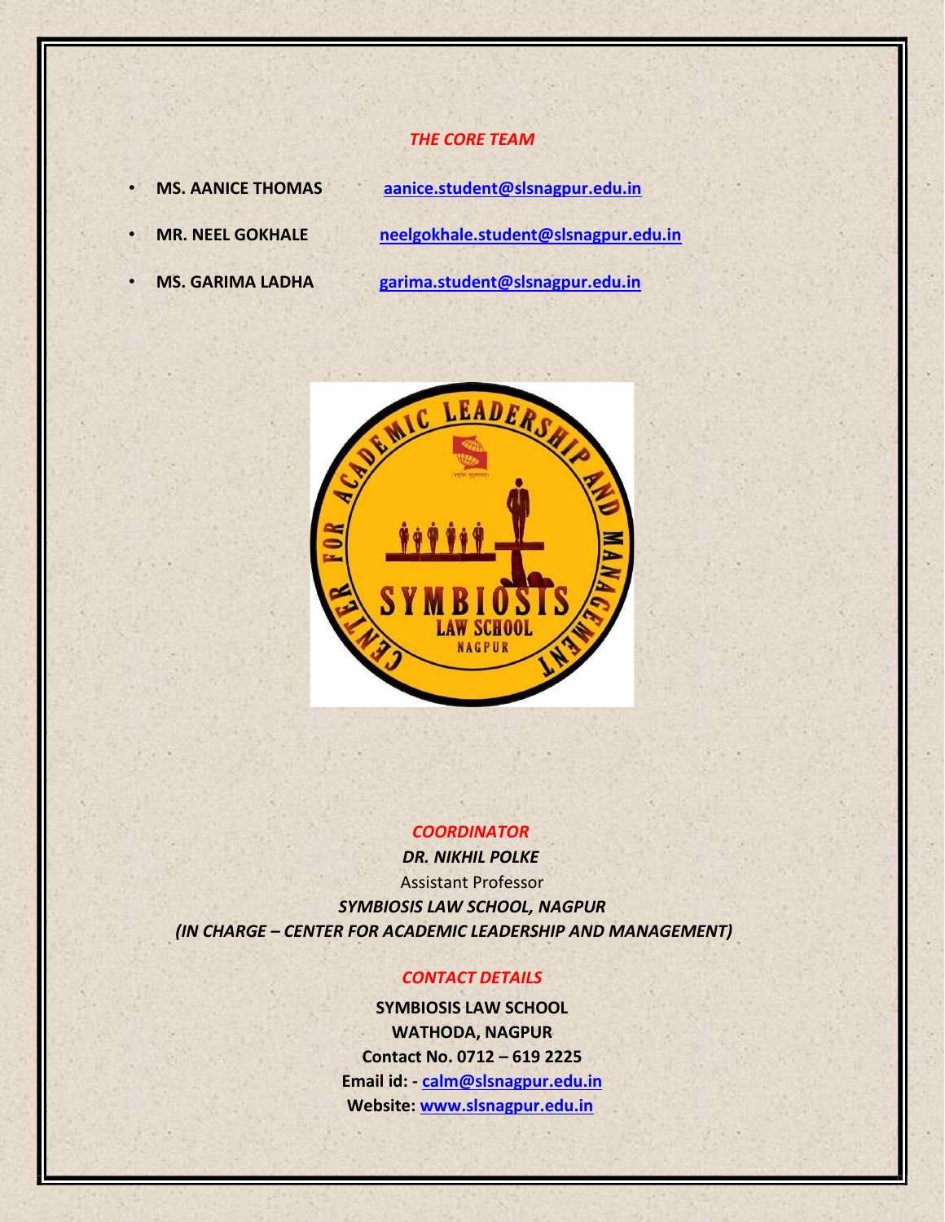***THE CORE TEAM***

- **MS. AANICE THOMAS** aanice.student@slsnagpur.edu.in
- **MR. NEEL GOKHALE** neelgokhale.student@slsnagpur.edu.in
- **MS. GARIMA LADHA** garima.student@slsnagpur.edu.in

***COORDINATOR***

***DR. NIKHIL POLKE***

Assistant Professor

***SYMBIOSIS LAW SCHOOL, NAGPUR***

***(IN CHARGE – CENTER FOR ACADEMIC LEADERSHIP AND MANAGEMENT)***

***CONTACT DETAILS***

**SYMBIOSIS LAW SCHOOL**

**WATHODA, NAGPUR**

**Contact No. 0712 – 619 2225**

**Email id: - calm@slsnagpur.edu.in**

**Website: www.slsnagpur.edu.in**